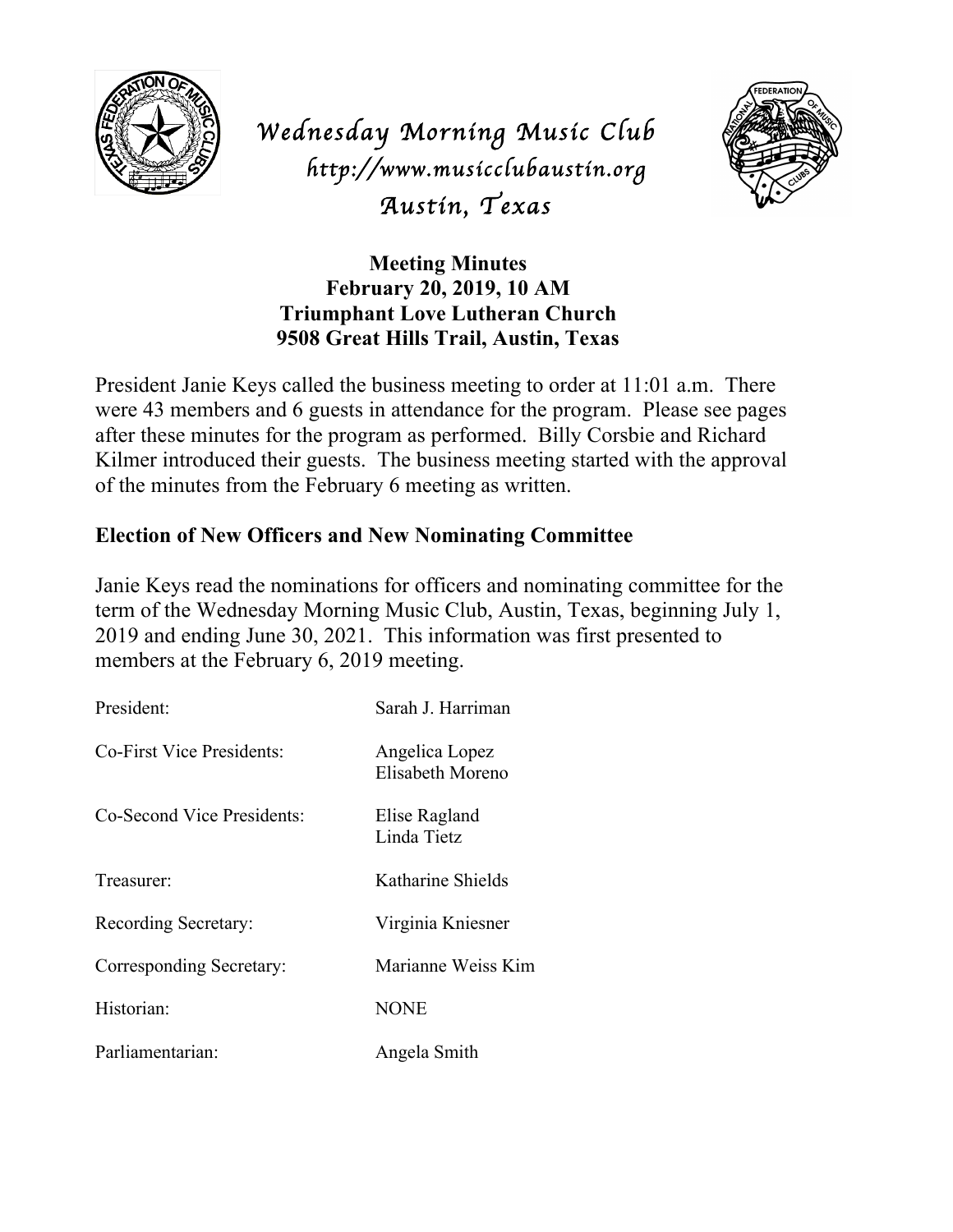# Wednesday Morning Music Club
http://www.musicclubaustin.org
Austin, Texas

**Meeting Minutes**
**February 20, 2019, 10 AM**
**Triumphant Love Lutheran Church**
**9508 Great Hills Trail, Austin, Texas**

President Janie Keys called the business meeting to order at 11:01 a.m. There were 43 members and 6 guests in attendance for the program. Please see pages after these minutes for the program as performed. Billy Corsbie and Richard Kilmer introduced their guests. The business meeting started with the approval of the minutes from the February 6 meeting as written.

## Election of New Officers and New Nominating Committee

Janie Keys read the nominations for officers and nominating committee for the term of the Wednesday Morning Music Club, Austin, Texas, beginning July 1, 2019 and ending June 30, 2021. This information was first presented to members at the February 6, 2019 meeting.

| | |
|---|---|
| President: | Sarah J. Harriman |
| Co-First Vice Presidents: | Angelica Lopez<br>Elisabeth Moreno |
| Co-Second Vice Presidents: | Elise Ragland<br>Linda Tietz |
| Treasurer: | Katharine Shields |
| Recording Secretary: | Virginia Kniesner |
| Corresponding Secretary: | Marianne Weiss Kim |
| Historian: | NONE |
| Parliamentarian: | Angela Smith |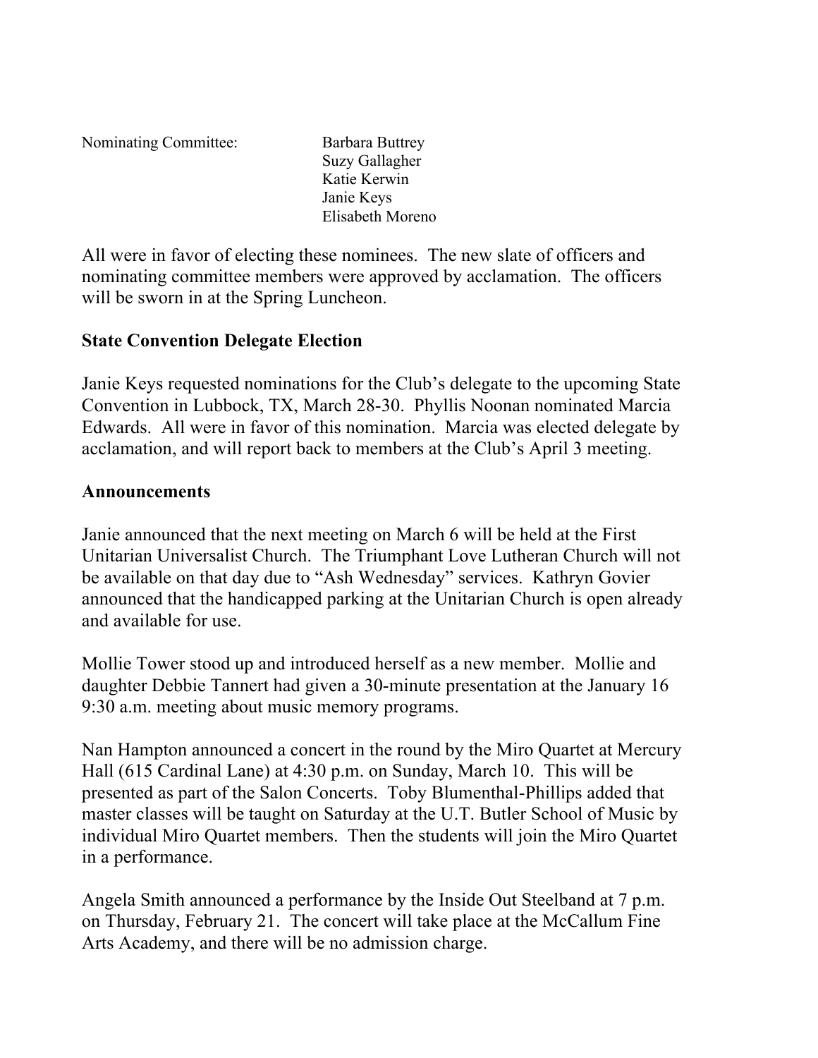Nominating Committee: Barbara Buttrey
Suzy Gallagher
Katie Kerwin
Janie Keys
Elisabeth Moreno

All were in favor of electing these nominees. The new slate of officers and nominating committee members were approved by acclamation. The officers will be sworn in at the Spring Luncheon.

**State Convention Delegate Election**

Janie Keys requested nominations for the Club's delegate to the upcoming State Convention in Lubbock, TX, March 28-30. Phyllis Noonan nominated Marcia Edwards. All were in favor of this nomination. Marcia was elected delegate by acclamation, and will report back to members at the Club's April 3 meeting.

**Announcements**

Janie announced that the next meeting on March 6 will be held at the First Unitarian Universalist Church. The Triumphant Love Lutheran Church will not be available on that day due to "Ash Wednesday" services. Kathryn Govier announced that the handicapped parking at the Unitarian Church is open already and available for use.

Mollie Tower stood up and introduced herself as a new member. Mollie and daughter Debbie Tannert had given a 30-minute presentation at the January 16 9:30 a.m. meeting about music memory programs.

Nan Hampton announced a concert in the round by the Miro Quartet at Mercury Hall (615 Cardinal Lane) at 4:30 p.m. on Sunday, March 10. This will be presented as part of the Salon Concerts. Toby Blumenthal-Phillips added that master classes will be taught on Saturday at the U.T. Butler School of Music by individual Miro Quartet members. Then the students will join the Miro Quartet in a performance.

Angela Smith announced a performance by the Inside Out Steelband at 7 p.m. on Thursday, February 21. The concert will take place at the McCallum Fine Arts Academy, and there will be no admission charge.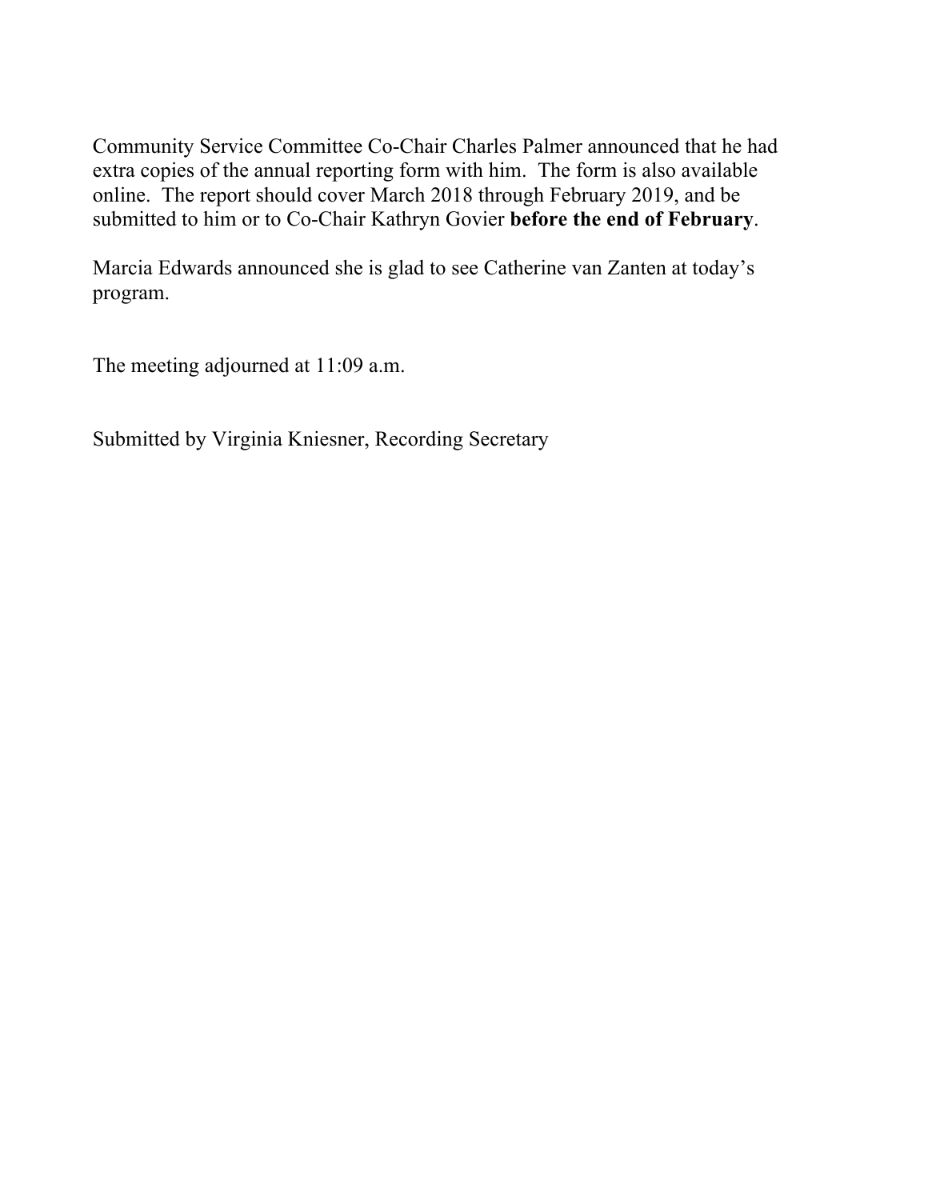Community Service Committee Co-Chair Charles Palmer announced that he had extra copies of the annual reporting form with him. The form is also available online. The report should cover March 2018 through February 2019, and be submitted to him or to Co-Chair Kathryn Govier **before the end of February**.

Marcia Edwards announced she is glad to see Catherine van Zanten at today's program.

The meeting adjourned at 11:09 a.m.

Submitted by Virginia Kniesner, Recording Secretary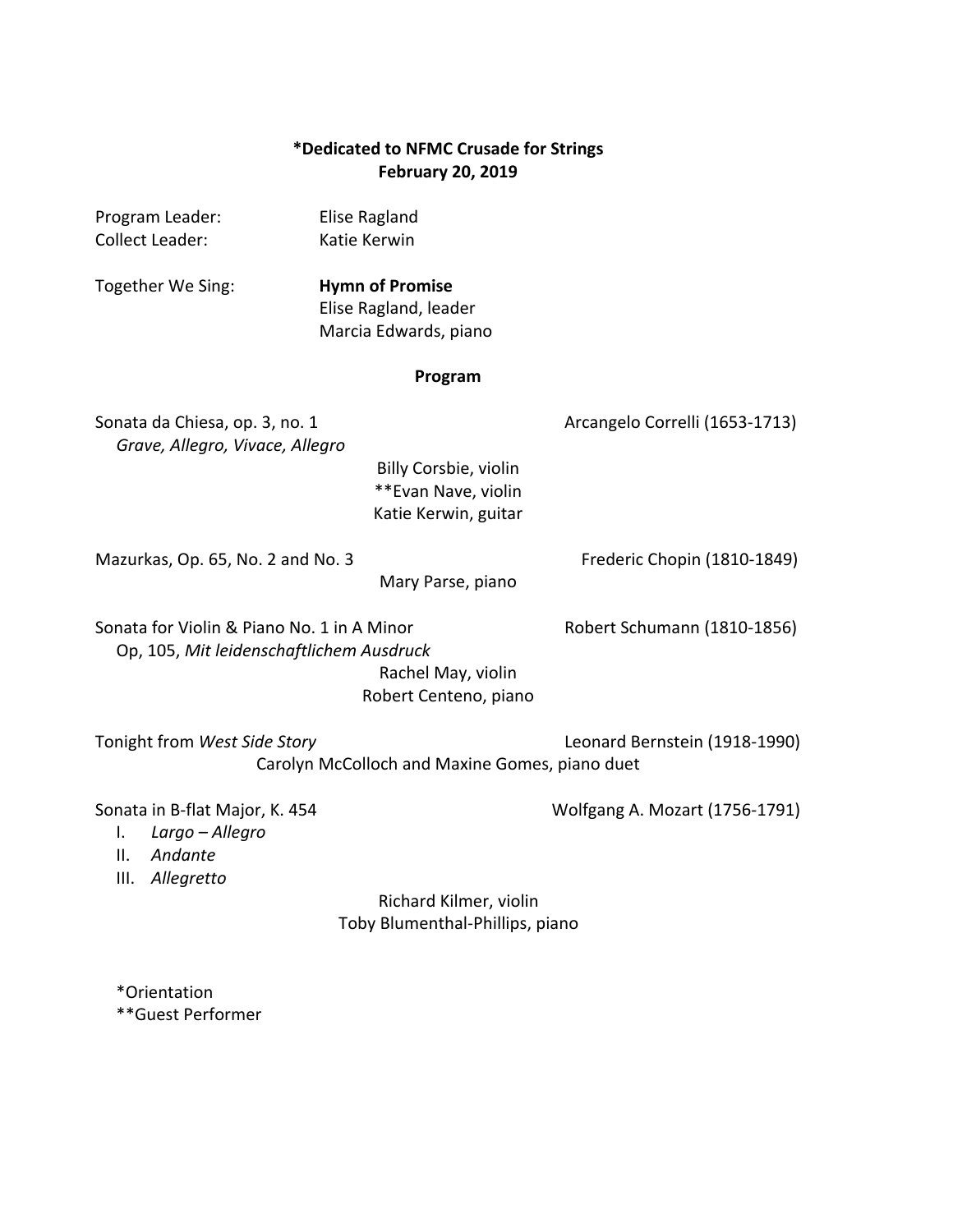**\*Dedicated to NFMC Crusade for Strings**
**February 20, 2019**

Program Leader: Elise Ragland
Collect Leader: Katie Kerwin

Together We Sing: **Hymn of Promise**
Elise Ragland, leader
Marcia Edwards, piano

**Program**

Sonata da Chiesa, op. 3, no. 1 — Arcangelo Correlli (1653-1713)
*Grave, Allegro, Vivace, Allegro*

Billy Corsbie, violin
**Evan Nave, violin
Katie Kerwin, guitar

Mazurkas, Op. 65, No. 2 and No. 3 — Frederic Chopin (1810-1849)

Mary Parse, piano

Sonata for Violin & Piano No. 1 in A Minor — Robert Schumann (1810-1856)
Op, 105, *Mit leidenschaftlichem Ausdruck*

Rachel May, violin
Robert Centeno, piano

Tonight from *West Side Story* — Leonard Bernstein (1918-1990)

Carolyn McColloch and Maxine Gomes, piano duet

Sonata in B-flat Major, K. 454 — Wolfgang A. Mozart (1756-1791)

I. *Largo – Allegro*
II. *Andante*
III. *Allegretto*

Richard Kilmer, violin
Toby Blumenthal-Phillips, piano

*Orientation
**Guest Performer